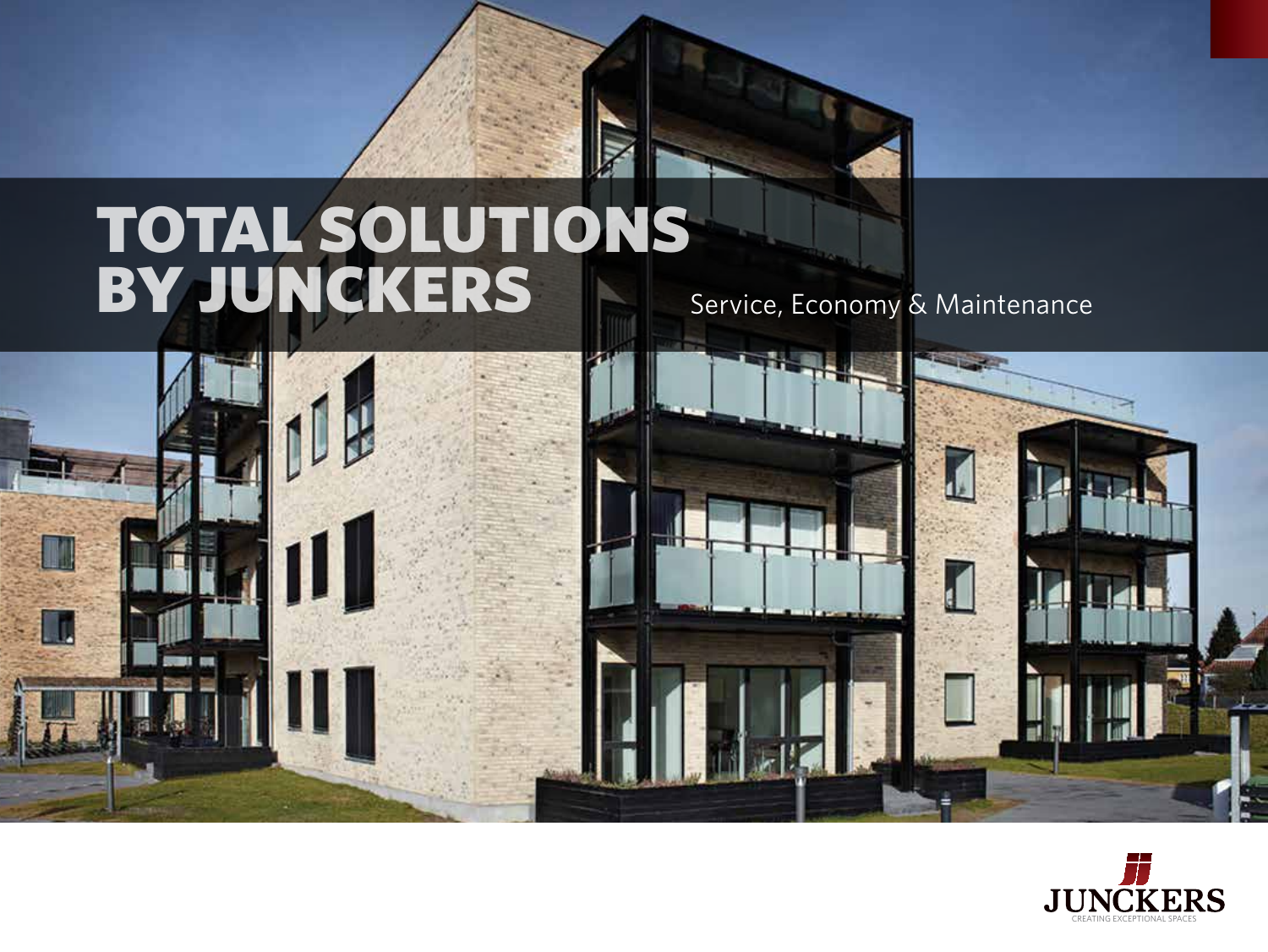# TOTAL SOLUTIONS BY JUNCKERS

Service, Economy & Maintenance

JUNCKERS

CREATING EXCEPTIONAL SPACES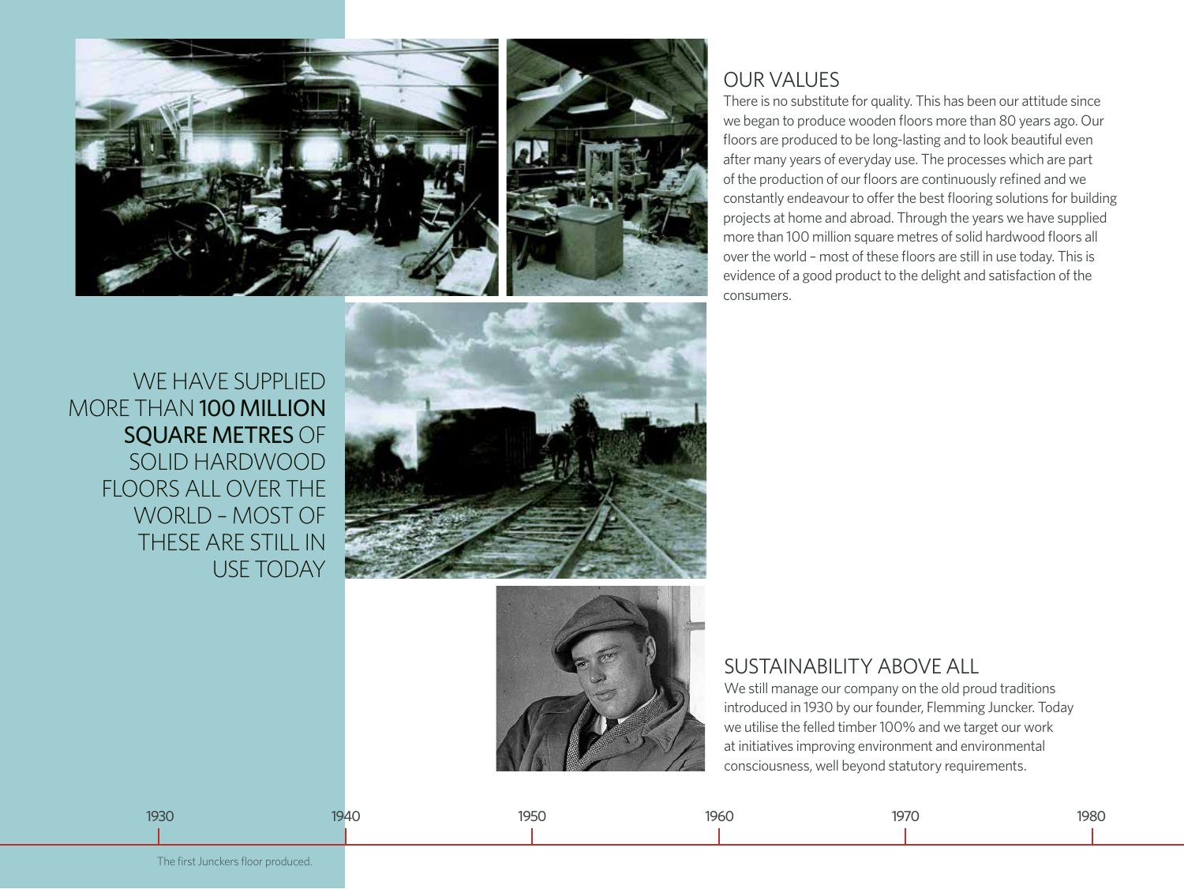WE HAVE SUPPLIED MORE THAN **100 MILLION SQUARE METRES** OF SOLID HARDWOOD FLOORS ALL OVER THE WORLD – MOST OF THESE ARE STILL IN USE TODAY

## OUR VALUES

There is no substitute for quality. This has been our attitude since we began to produce wooden floors more than 80 years ago. Our floors are produced to be long-lasting and to look beautiful even after many years of everyday use. The processes which are part of the production of our floors are continuously refined and we constantly endeavour to offer the best flooring solutions for building projects at home and abroad. Through the years we have supplied more than 100 million square metres of solid hardwood floors all over the world – most of these floors are still in use today. This is evidence of a good product to the delight and satisfaction of the consumers.

## SUSTAINABILITY ABOVE ALL

We still manage our company on the old proud traditions introduced in 1930 by our founder, Flemming Juncker. Today we utilise the felled timber 100% and we target our work at initiatives improving environment and environmental consciousness, well beyond statutory requirements.

1930 | 1940 | 1950 | 1960 | 1970 | 1980

1930: The first Junckers floor produced.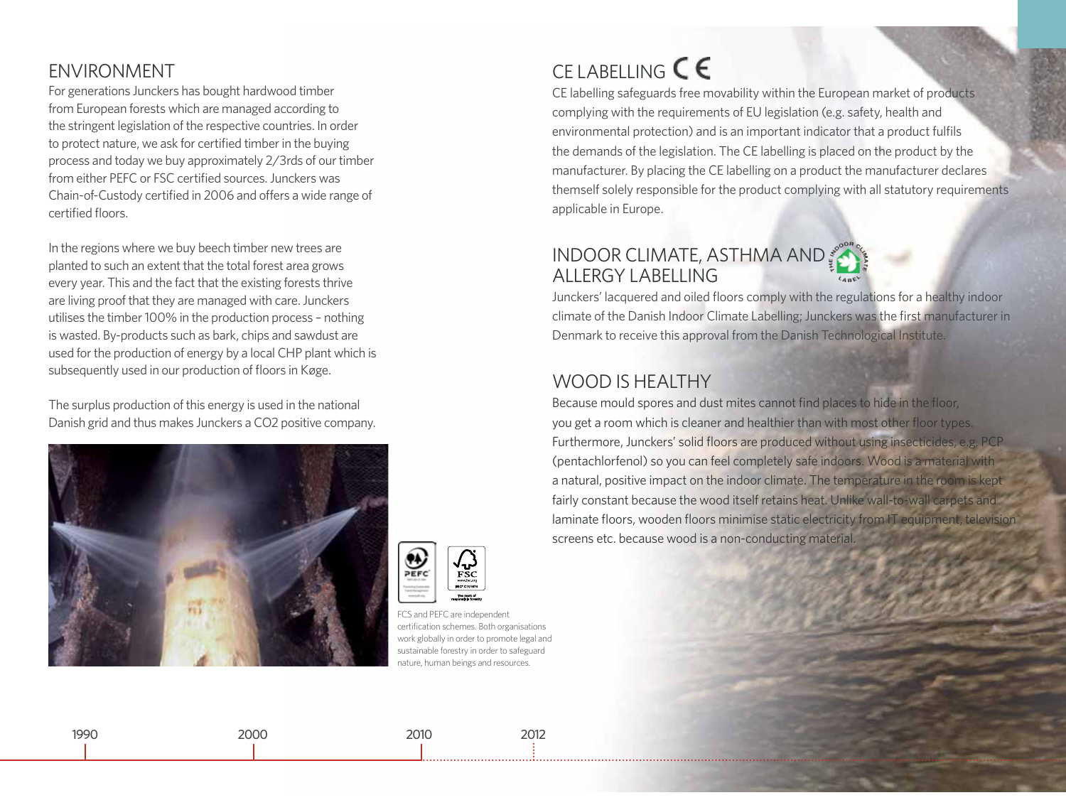## ENVIRONMENT

For generations Junckers has bought hardwood timber from European forests which are managed according to the stringent legislation of the respective countries. In order to protect nature, we ask for certified timber in the buying process and today we buy approximately 2/3rds of our timber from either PEFC or FSC certified sources. Junckers was Chain-of-Custody certified in 2006 and offers a wide range of certified floors.

In the regions where we buy beech timber new trees are planted to such an extent that the total forest area grows every year. This and the fact that the existing forests thrive are living proof that they are managed with care. Junckers utilises the timber 100% in the production process – nothing is wasted. By-products such as bark, chips and sawdust are used for the production of energy by a local CHP plant which is subsequently used in our production of floors in Køge.

The surplus production of this energy is used in the national Danish grid and thus makes Junckers a $CO_2$ positive company.

FCS and PEFC are independent certification schemes. Both organisations work globally in order to promote legal and sustainable forestry in order to safeguard nature, human beings and resources.

## CE LABELLING CE

CE labelling safeguards free movability within the European market of products complying with the requirements of EU legislation (e.g. safety, health and environmental protection) and is an important indicator that a product fulfils the demands of the legislation. The CE labelling is placed on the product by the manufacturer. By placing the CE labelling on a product the manufacturer declares themself solely responsible for the product complying with all statutory requirements applicable in Europe.

## INDOOR CLIMATE, ASTHMA AND ALLERGY LABELLING

Junckers' lacquered and oiled floors comply with the regulations for a healthy indoor climate of the Danish Indoor Climate Labelling; Junckers was the first manufacturer in Denmark to receive this approval from the Danish Technological Institute.

## WOOD IS HEALTHY

Because mould spores and dust mites cannot find places to hide in the floor, you get a room which is cleaner and healthier than with most other floor types. Furthermore, Junckers' solid floors are produced without using insecticides, e.g. PCP (pentachlorfenol) so you can feel completely safe indoors. Wood is a material with a natural, positive impact on the indoor climate. The temperature in the room is kept fairly constant because the wood itself retains heat. Unlike wall-to-wall carpets and laminate floors, wooden floors minimise static electricity from IT equipment, television screens etc. because wood is a non-conducting material.

1990 2000 2010 2012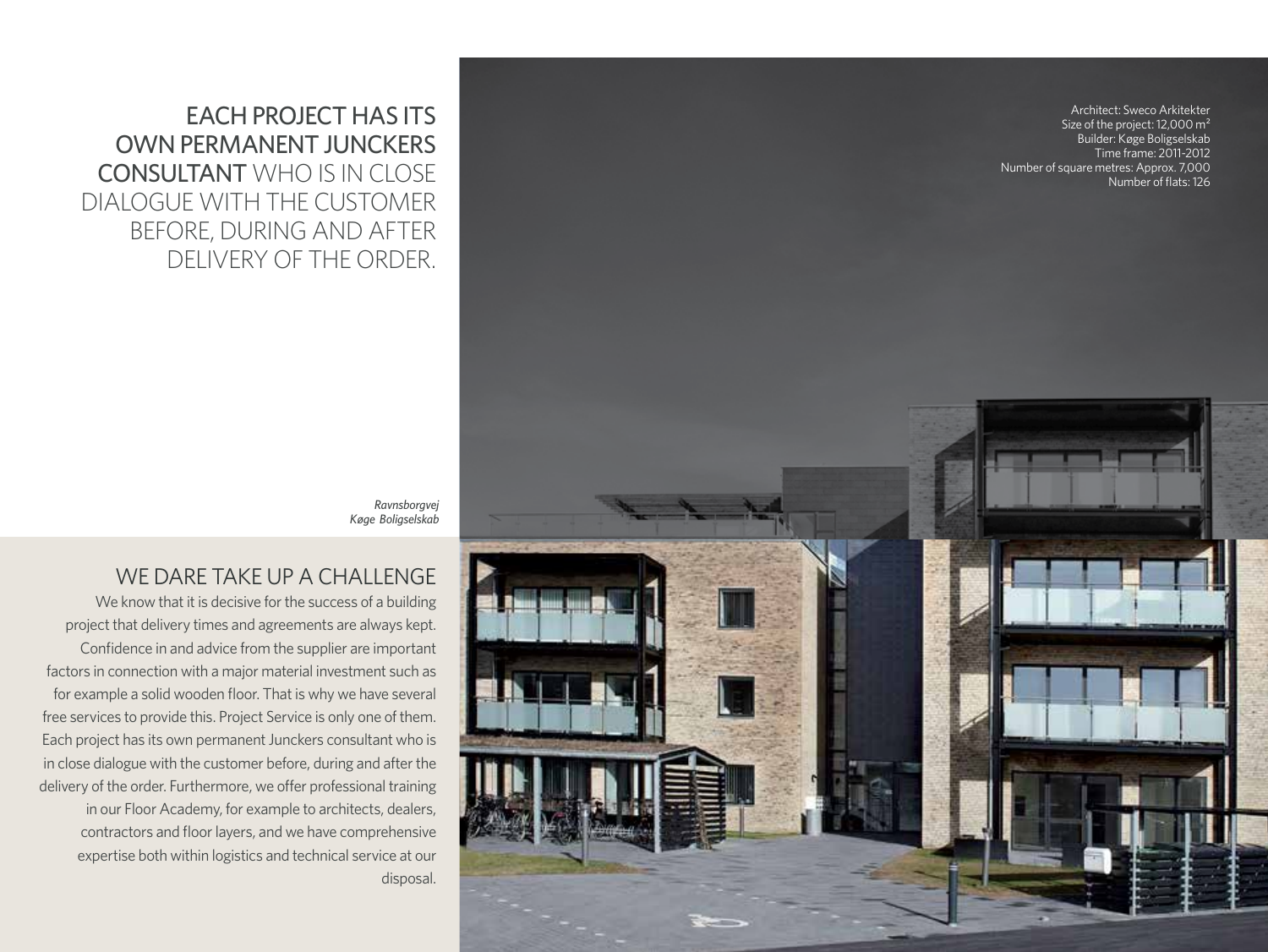**EACH PROJECT HAS ITS OWN PERMANENT JUNCKERS CONSULTANT** WHO IS IN CLOSE DIALOGUE WITH THE CUSTOMER BEFORE, DURING AND AFTER DELIVERY OF THE ORDER.

Architect: Sweco Arkitekter
Size of the project: 12,000 m²
Builder: Køge Boligselskab
Time frame: 2011-2012
Number of square metres: Approx. 7,000
Number of flats: 126

*Ravnsborgvej*
*Køge Boligselskab*

## WE DARE TAKE UP A CHALLENGE

We know that it is decisive for the success of a building project that delivery times and agreements are always kept. Confidence in and advice from the supplier are important factors in connection with a major material investment such as for example a solid wooden floor. That is why we have several free services to provide this. Project Service is only one of them. Each project has its own permanent Junckers consultant who is in close dialogue with the customer before, during and after the delivery of the order. Furthermore, we offer professional training in our Floor Academy, for example to architects, dealers, contractors and floor layers, and we have comprehensive expertise both within logistics and technical service at our disposal.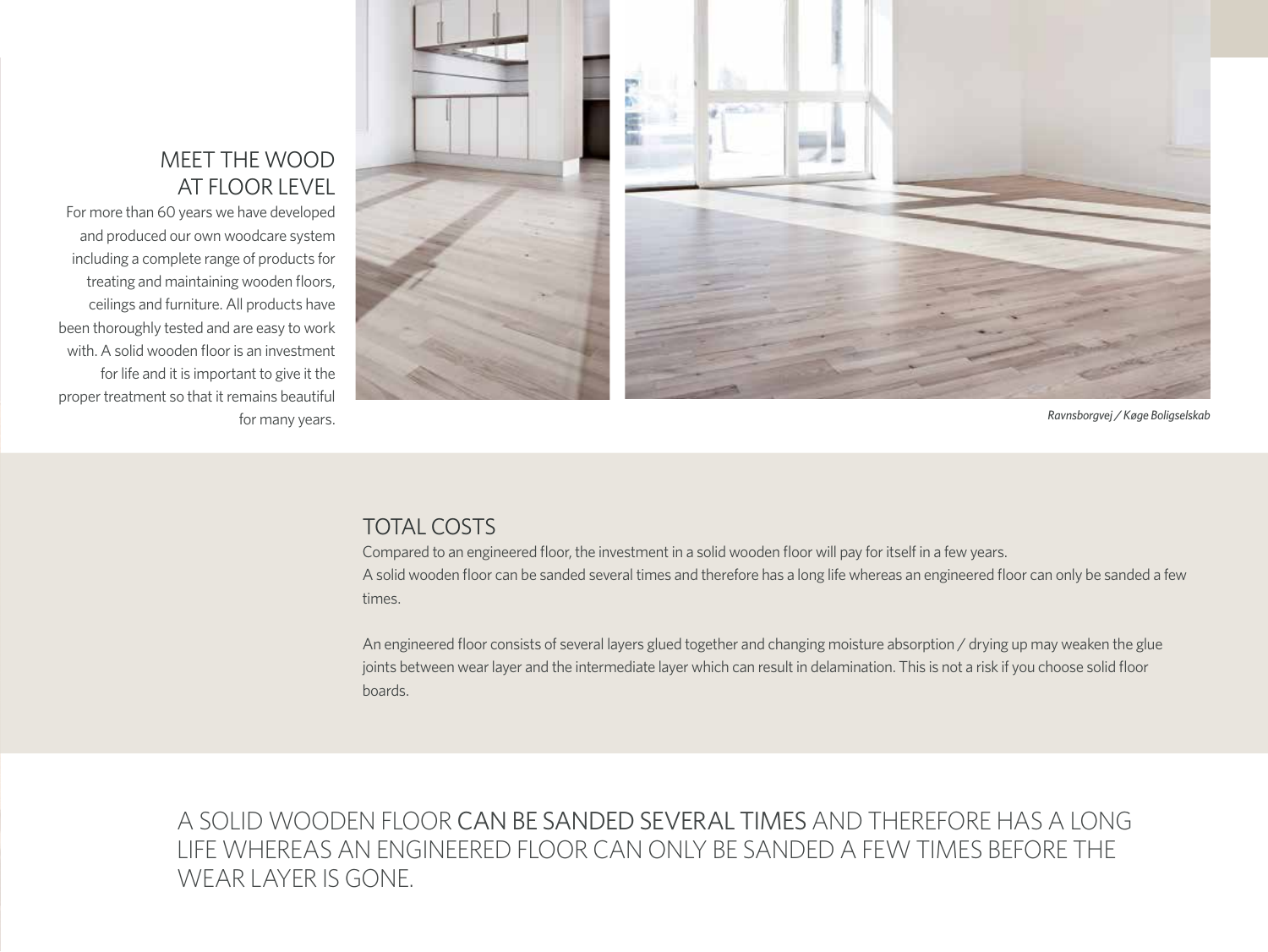## MEET THE WOOD AT FLOOR LEVEL

For more than 60 years we have developed and produced our own woodcare system including a complete range of products for treating and maintaining wooden floors, ceilings and furniture. All products have been thoroughly tested and are easy to work with. A solid wooden floor is an investment for life and it is important to give it the proper treatment so that it remains beautiful for many years.

*Ravnsborgvej / Køge Boligselskab*

## TOTAL COSTS

Compared to an engineered floor, the investment in a solid wooden floor will pay for itself in a few years.
A solid wooden floor can be sanded several times and therefore has a long life whereas an engineered floor can only be sanded a few times.

An engineered floor consists of several layers glued together and changing moisture absorption / drying up may weaken the glue joints between wear layer and the intermediate layer which can result in delamination. This is not a risk if you choose solid floor boards.

A SOLID WOODEN FLOOR **CAN BE SANDED SEVERAL TIMES** AND THEREFORE HAS A LONG LIFE WHEREAS AN ENGINEERED FLOOR CAN ONLY BE SANDED A FEW TIMES BEFORE THE WEAR LAYER IS GONE.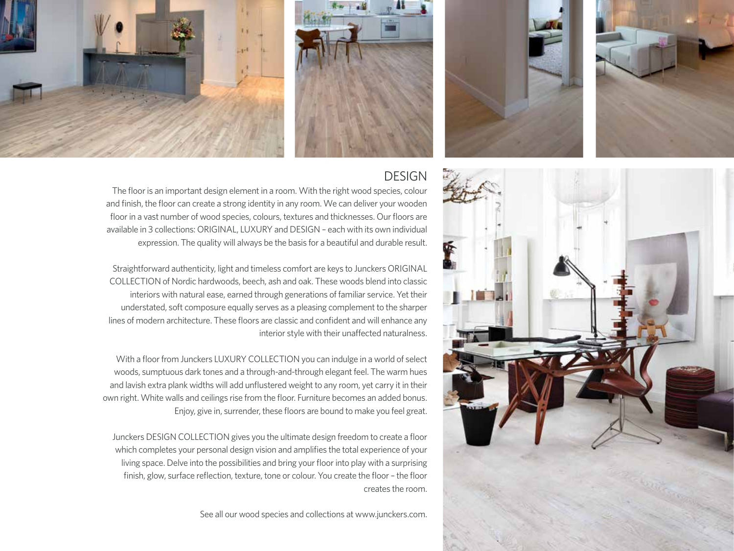## DESIGN

The floor is an important design element in a room. With the right wood species, colour and finish, the floor can create a strong identity in any room. We can deliver your wooden floor in a vast number of wood species, colours, textures and thicknesses. Our floors are available in 3 collections: ORIGINAL, LUXURY and DESIGN – each with its own individual expression. The quality will always be the basis for a beautiful and durable result.

Straightforward authenticity, light and timeless comfort are keys to Junckers ORIGINAL COLLECTION of Nordic hardwoods, beech, ash and oak. These woods blend into classic interiors with natural ease, earned through generations of familiar service. Yet their understated, soft composure equally serves as a pleasing complement to the sharper lines of modern architecture. These floors are classic and confident and will enhance any interior style with their unaffected naturalness.

With a floor from Junckers LUXURY COLLECTION you can indulge in a world of select woods, sumptuous dark tones and a through-and-through elegant feel. The warm hues and lavish extra plank widths will add unflustered weight to any room, yet carry it in their own right. White walls and ceilings rise from the floor. Furniture becomes an added bonus. Enjoy, give in, surrender, these floors are bound to make you feel great.

Junckers DESIGN COLLECTION gives you the ultimate design freedom to create a floor which completes your personal design vision and amplifies the total experience of your living space. Delve into the possibilities and bring your floor into play with a surprising finish, glow, surface reflection, texture, tone or colour. You create the floor – the floor creates the room.

See all our wood species and collections at www.junckers.com.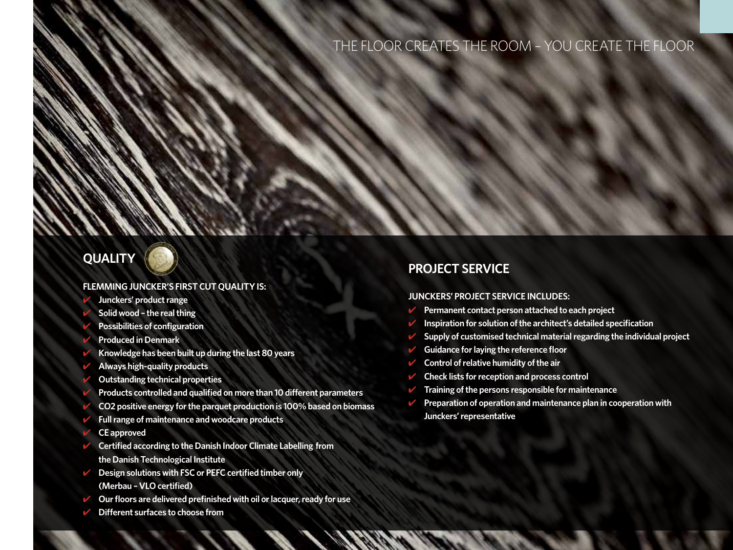THE FLOOR CREATES THE ROOM – YOU CREATE THE FLOOR

## QUALITY

**FLEMMING JUNCKER'S FIRST CUT QUALITY IS:**

- Junckers' product range
- Solid wood – the real thing
- Possibilities of configuration
- Produced in Denmark
- Knowledge has been built up during the last 80 years
- Always high-quality products
- Outstanding technical properties
- Products controlled and qualified on more than 10 different parameters
- $CO_2$ positive energy for the parquet production is 100% based on biomass
- Full range of maintenance and woodcare products
- CE approved
- Certified according to the Danish Indoor Climate Labelling from the Danish Technological Institute
- Design solutions with FSC or PEFC certified timber only (Merbau – VLO certified)
- Our floors are delivered prefinished with oil or lacquer, ready for use
- Different surfaces to choose from

## PROJECT SERVICE

**JUNCKERS' PROJECT SERVICE INCLUDES:**

- Permanent contact person attached to each project
- Inspiration for solution of the architect's detailed specification
- Supply of customised technical material regarding the individual project
- Guidance for laying the reference floor
- Control of relative humidity of the air
- Check lists for reception and process control
- Training of the persons responsible for maintenance
- Preparation of operation and maintenance plan in cooperation with Junckers' representative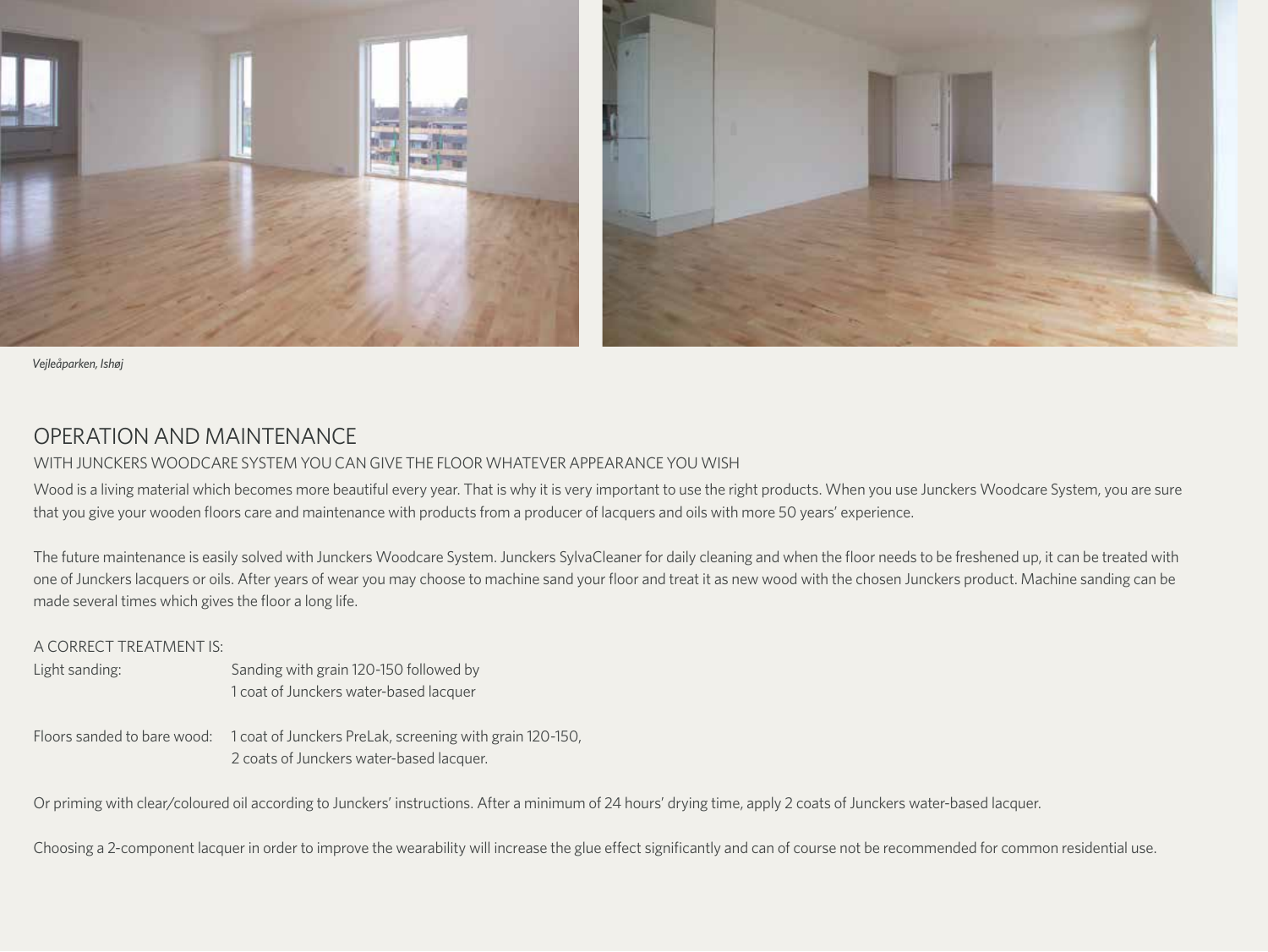*Vejleåparken, Ishøj*

## OPERATION AND MAINTENANCE

### WITH JUNCKERS WOODCARE SYSTEM YOU CAN GIVE THE FLOOR WHATEVER APPEARANCE YOU WISH

Wood is a living material which becomes more beautiful every year. That is why it is very important to use the right products. When you use Junckers Woodcare System, you are sure that you give your wooden floors care and maintenance with products from a producer of lacquers and oils with more 50 years' experience.

The future maintenance is easily solved with Junckers Woodcare System. Junckers SylvaCleaner for daily cleaning and when the floor needs to be freshened up, it can be treated with one of Junckers lacquers or oils. After years of wear you may choose to machine sand your floor and treat it as new wood with the chosen Junckers product. Machine sanding can be made several times which gives the floor a long life.

A CORRECT TREATMENT IS:

Light sanding: Sanding with grain 120-150 followed by 1 coat of Junckers water-based lacquer

Floors sanded to bare wood: 1 coat of Junckers PreLak, screening with grain 120-150, 2 coats of Junckers water-based lacquer.

Or priming with clear/coloured oil according to Junckers' instructions. After a minimum of 24 hours' drying time, apply 2 coats of Junckers water-based lacquer.

Choosing a 2-component lacquer in order to improve the wearability will increase the glue effect significantly and can of course not be recommended for common residential use.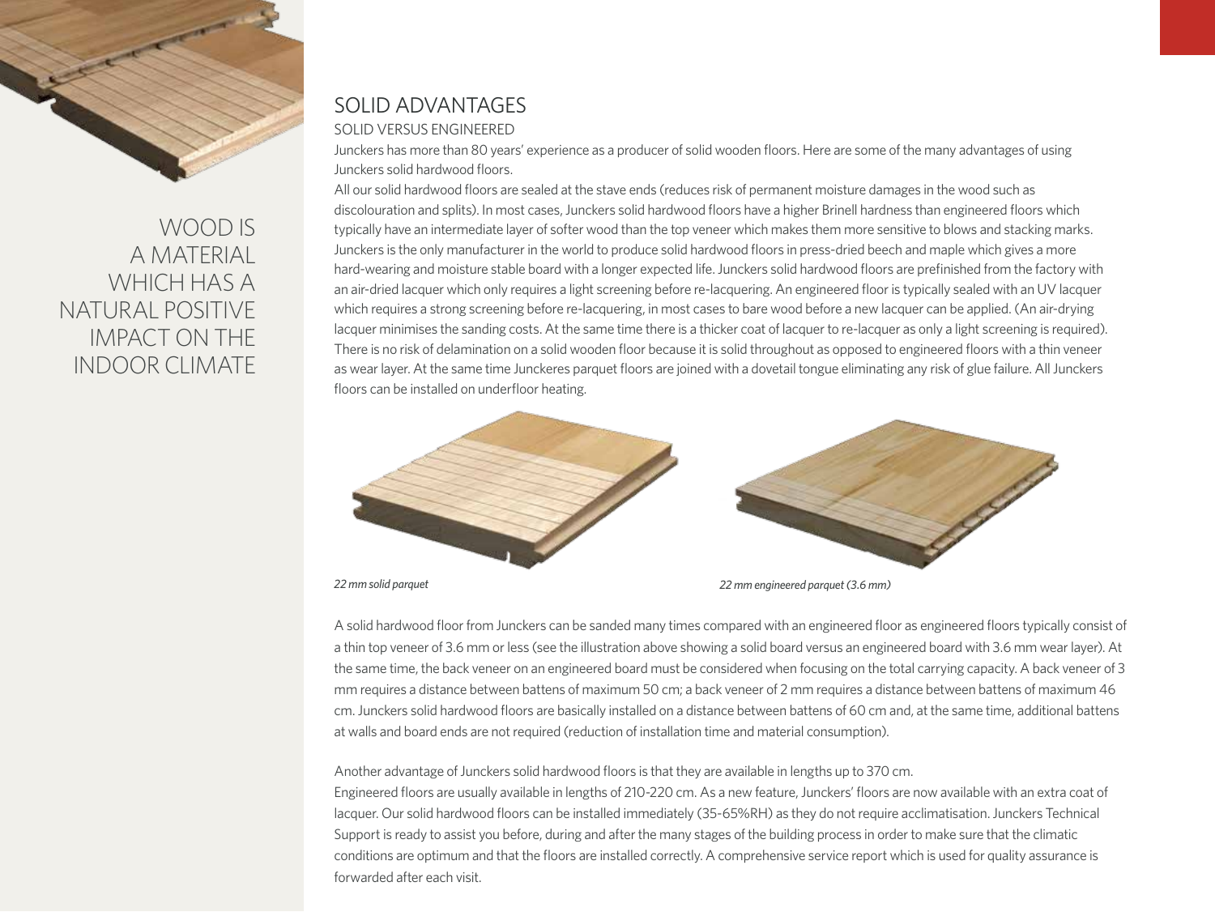WOOD IS A MATERIAL WHICH HAS A NATURAL POSITIVE IMPACT ON THE INDOOR CLIMATE

# SOLID ADVANTAGES

## SOLID VERSUS ENGINEERED

Junckers has more than 80 years' experience as a producer of solid wooden floors. Here are some of the many advantages of using Junckers solid hardwood floors.

All our solid hardwood floors are sealed at the stave ends (reduces risk of permanent moisture damages in the wood such as discolouration and splits). In most cases, Junckers solid hardwood floors have a higher Brinell hardness than engineered floors which typically have an intermediate layer of softer wood than the top veneer which makes them more sensitive to blows and stacking marks. Junckers is the only manufacturer in the world to produce solid hardwood floors in press-dried beech and maple which gives a more hard-wearing and moisture stable board with a longer expected life. Junckers solid hardwood floors are prefinished from the factory with an air-dried lacquer which only requires a light screening before re-lacquering. An engineered floor is typically sealed with an UV lacquer which requires a strong screening before re-lacquering, in most cases to bare wood before a new lacquer can be applied. (An air-drying lacquer minimises the sanding costs. At the same time there is a thicker coat of lacquer to re-lacquer as only a light screening is required). There is no risk of delamination on a solid wooden floor because it is solid throughout as opposed to engineered floors with a thin veneer as wear layer. At the same time Junckeres parquet floors are joined with a dovetail tongue eliminating any risk of glue failure. All Junckers floors can be installed on underfloor heating.

*22 mm solid parquet*

*22 mm engineered parquet (3.6 mm)*

A solid hardwood floor from Junckers can be sanded many times compared with an engineered floor as engineered floors typically consist of a thin top veneer of 3.6 mm or less (see the illustration above showing a solid board versus an engineered board with 3.6 mm wear layer). At the same time, the back veneer on an engineered board must be considered when focusing on the total carrying capacity. A back veneer of 3 mm requires a distance between battens of maximum 50 cm; a back veneer of 2 mm requires a distance between battens of maximum 46 cm. Junckers solid hardwood floors are basically installed on a distance between battens of 60 cm and, at the same time, additional battens at walls and board ends are not required (reduction of installation time and material consumption).

Another advantage of Junckers solid hardwood floors is that they are available in lengths up to 370 cm.
Engineered floors are usually available in lengths of 210-220 cm. As a new feature, Junckers' floors are now available with an extra coat of lacquer. Our solid hardwood floors can be installed immediately (35-65%RH) as they do not require acclimatisation. Junckers Technical Support is ready to assist you before, during and after the many stages of the building process in order to make sure that the climatic conditions are optimum and that the floors are installed correctly. A comprehensive service report which is used for quality assurance is forwarded after each visit.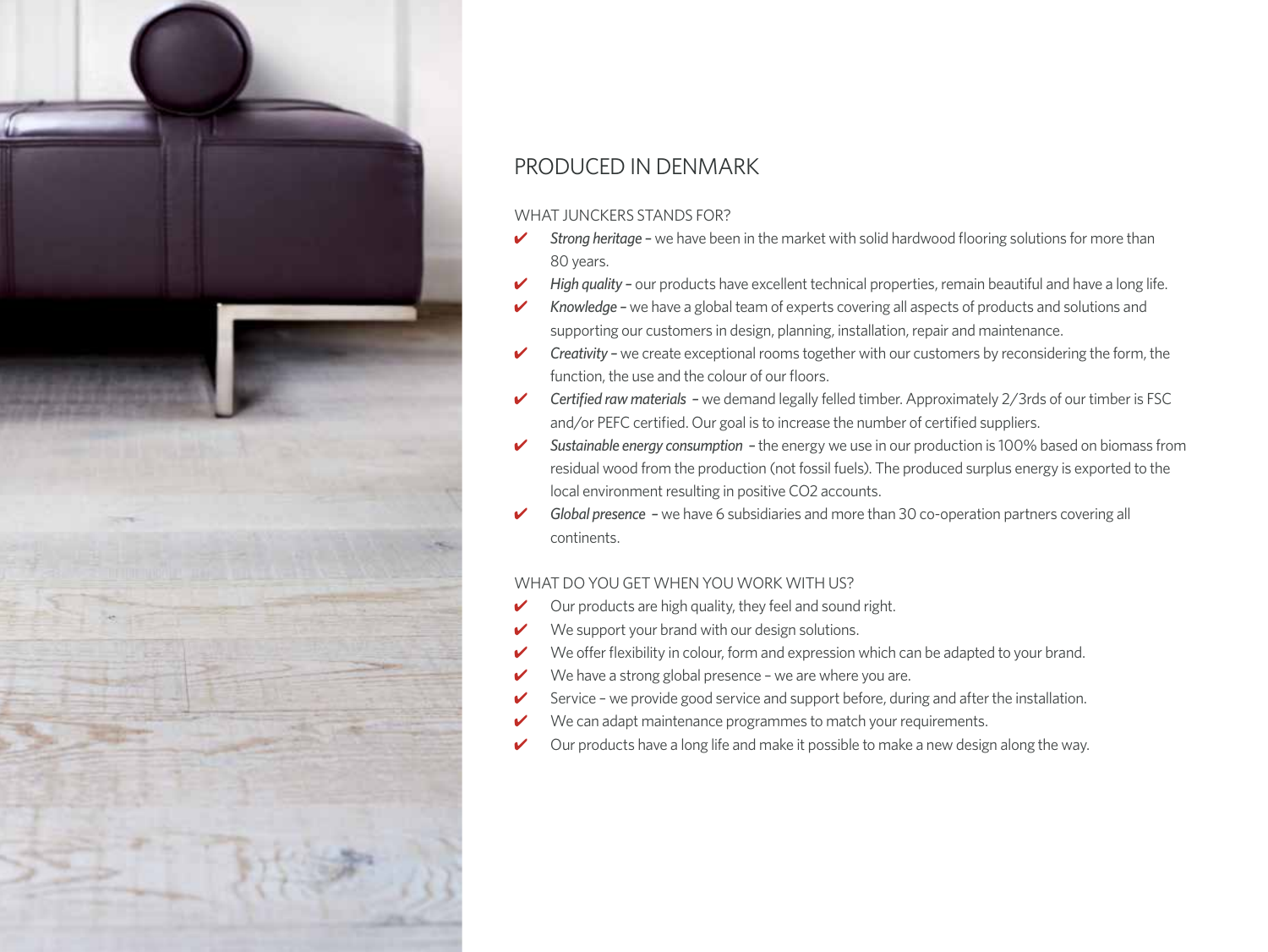# PRODUCED IN DENMARK

WHAT JUNCKERS STANDS FOR?

- ✔ *Strong heritage* – we have been in the market with solid hardwood flooring solutions for more than 80 years.
- ✔ *High quality* – our products have excellent technical properties, remain beautiful and have a long life.
- ✔ *Knowledge* – we have a global team of experts covering all aspects of products and solutions and supporting our customers in design, planning, installation, repair and maintenance.
- ✔ *Creativity* – we create exceptional rooms together with our customers by reconsidering the form, the function, the use and the colour of our floors.
- ✔ *Certified raw materials* – we demand legally felled timber. Approximately 2/3rds of our timber is FSC and/or PEFC certified. Our goal is to increase the number of certified suppliers.
- ✔ *Sustainable energy consumption* – the energy we use in our production is 100% based on biomass from residual wood from the production (not fossil fuels). The produced surplus energy is exported to the local environment resulting in positive $CO_2$ accounts.
- ✔ *Global presence* – we have 6 subsidiaries and more than 30 co-operation partners covering all continents.

WHAT DO YOU GET WHEN YOU WORK WITH US?

- ✔ Our products are high quality, they feel and sound right.
- ✔ We support your brand with our design solutions.
- ✔ We offer flexibility in colour, form and expression which can be adapted to your brand.
- ✔ We have a strong global presence – we are where you are.
- ✔ Service – we provide good service and support before, during and after the installation.
- ✔ We can adapt maintenance programmes to match your requirements.
- ✔ Our products have a long life and make it possible to make a new design along the way.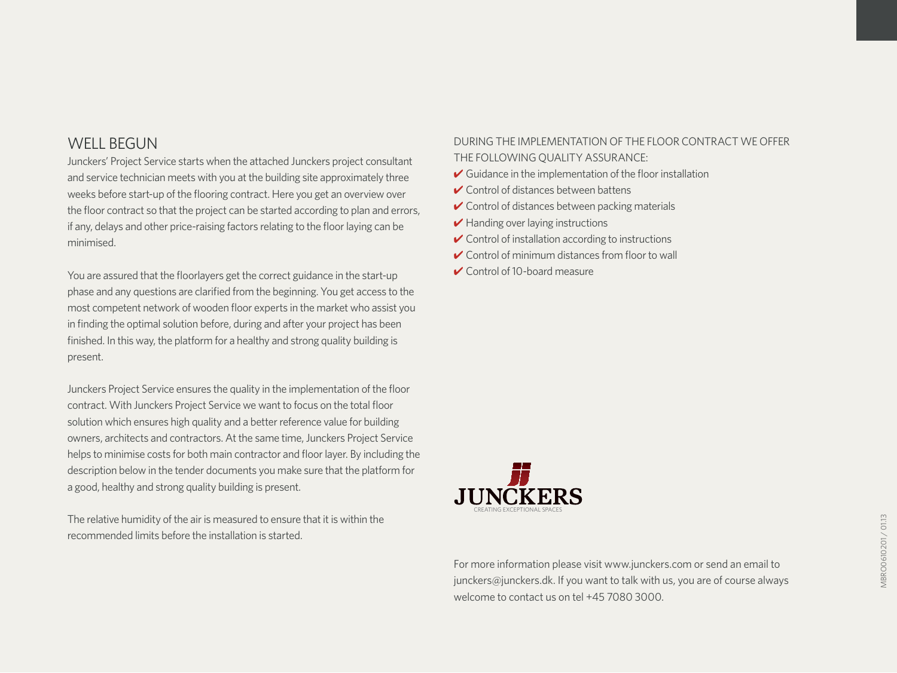## WELL BEGUN

Junckers' Project Service starts when the attached Junckers project consultant and service technician meets with you at the building site approximately three weeks before start-up of the flooring contract. Here you get an overview over the floor contract so that the project can be started according to plan and errors, if any, delays and other price-raising factors relating to the floor laying can be minimised.

You are assured that the floorlayers get the correct guidance in the start-up phase and any questions are clarified from the beginning. You get access to the most competent network of wooden floor experts in the market who assist you in finding the optimal solution before, during and after your project has been finished. In this way, the platform for a healthy and strong quality building is present.

Junckers Project Service ensures the quality in the implementation of the floor contract. With Junckers Project Service we want to focus on the total floor solution which ensures high quality and a better reference value for building owners, architects and contractors. At the same time, Junckers Project Service helps to minimise costs for both main contractor and floor layer. By including the description below in the tender documents you make sure that the platform for a good, healthy and strong quality building is present.

The relative humidity of the air is measured to ensure that it is within the recommended limits before the installation is started.

DURING THE IMPLEMENTATION OF THE FLOOR CONTRACT WE OFFER THE FOLLOWING QUALITY ASSURANCE:

- ✔ Guidance in the implementation of the floor installation
- ✔ Control of distances between battens
- ✔ Control of distances between packing materials
- ✔ Handing over laying instructions
- ✔ Control of installation according to instructions
- ✔ Control of minimum distances from floor to wall
- ✔ Control of 10-board measure

JUNCKERS
CREATING EXCEPTIONAL SPACES

For more information please visit www.junckers.com or send an email to junckers@junckers.dk. If you want to talk with us, you are of course always welcome to contact us on tel +45 7080 3000.

MBRO0610201 / 01.13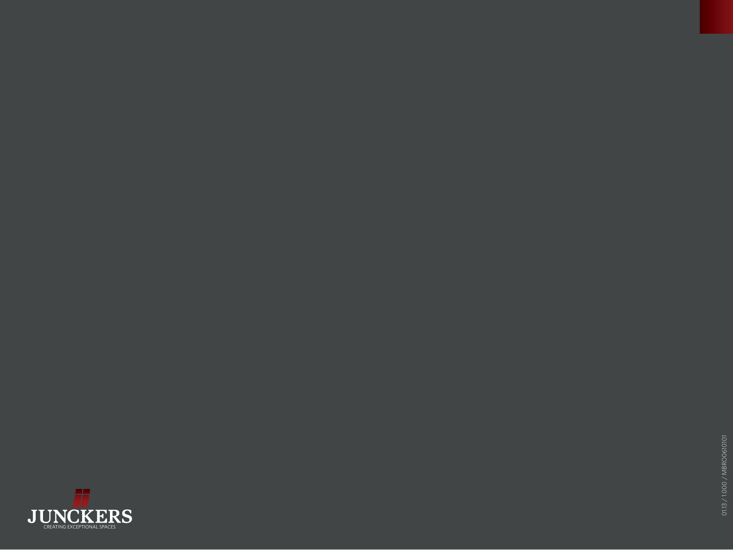JUNCKERS

CREATING EXCEPTIONAL SPACES

01.13 / 1.000 / MBRO0610101